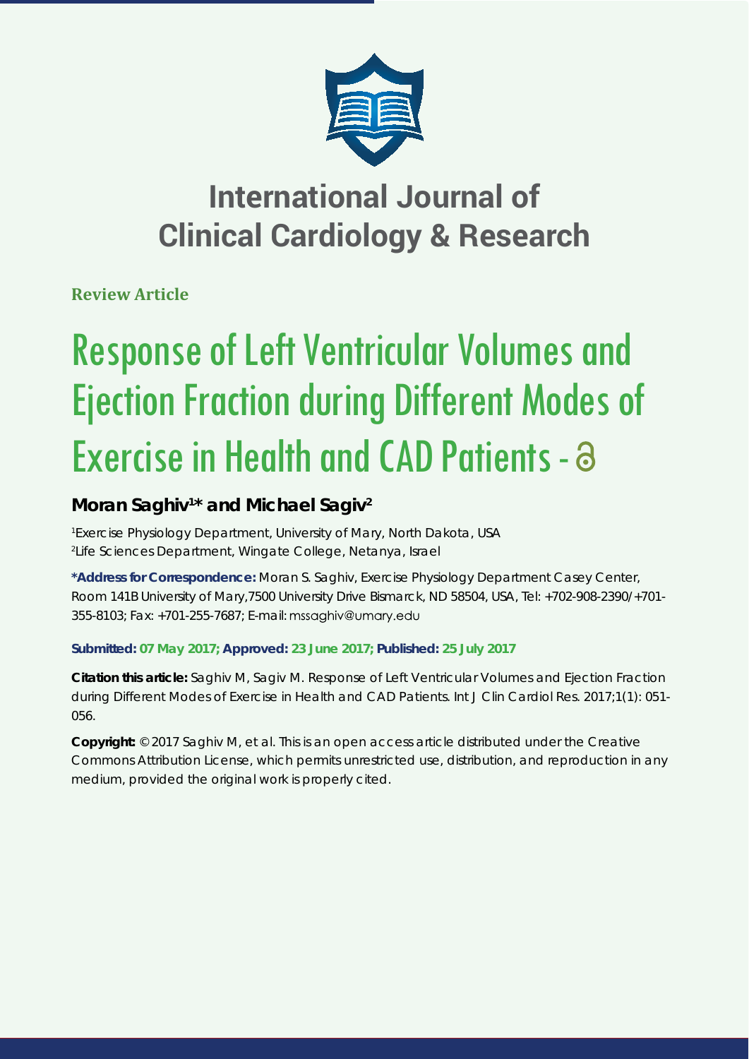# International Journal of Clinical Cardiology & Research

**Review Article**

# Response of Left Ventricular Volumes and Ejection Fraction during Different Modes of Exercise in Health and CAD Patients

**Moran Saghiv[1]* and Michael Sagiv[2]**

[1]Exercise Physiology Department, University of Mary, North Dakota, USA
[2]Life Sciences Department, Wingate College, Netanya, Israel

**\*Address for Correspondence:** Moran S. Saghiv, Exercise Physiology Department Casey Center, Room 141B University of Mary,7500 University Drive Bismarck, ND 58504, USA, Tel: +702-908-2390/+701-355-8103; Fax: +701-255-7687; E-mail: mssaghiv@umary.edu

**Submitted: 07 May 2017; Approved: 23 June 2017; Published: 25 July 2017**

**Citation this article:** Saghiv M, Sagiv M. Response of Left Ventricular Volumes and Ejection Fraction during Different Modes of Exercise in Health and CAD Patients. Int J Clin Cardiol Res. 2017;1(1): 051-056.

**Copyright:** © 2017 Saghiv M, et al. This is an open access article distributed under the Creative Commons Attribution License, which permits unrestricted use, distribution, and reproduction in any medium, provided the original work is properly cited.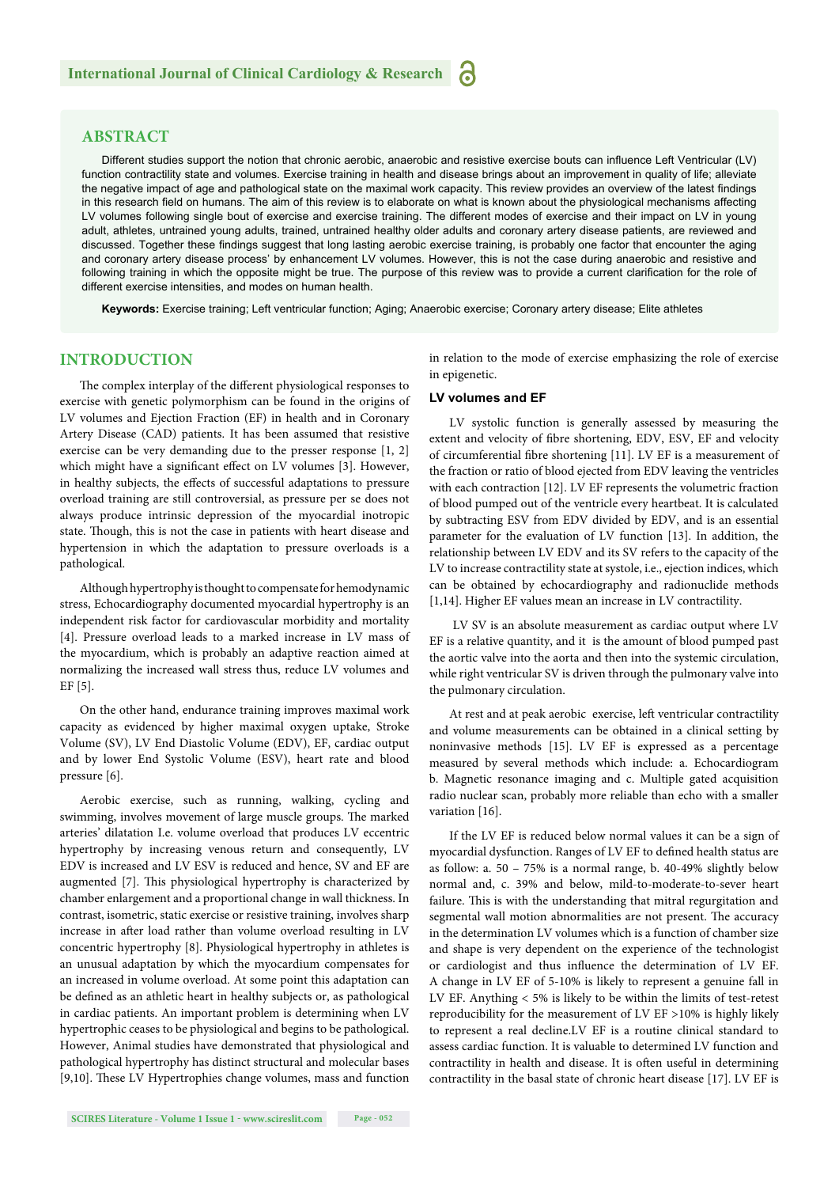## ABSTRACT

Different studies support the notion that chronic aerobic, anaerobic and resistive exercise bouts can influence Left Ventricular (LV) function contractility state and volumes. Exercise training in health and disease brings about an improvement in quality of life; alleviate the negative impact of age and pathological state on the maximal work capacity. This review provides an overview of the latest findings in this research field on humans. The aim of this review is to elaborate on what is known about the physiological mechanisms affecting LV volumes following single bout of exercise and exercise training. The different modes of exercise and their impact on LV in young adult, athletes, untrained young adults, trained, untrained healthy older adults and coronary artery disease patients, are reviewed and discussed. Together these findings suggest that long lasting aerobic exercise training, is probably one factor that encounter the aging and coronary artery disease process' by enhancement LV volumes. However, this is not the case during anaerobic and resistive and following training in which the opposite might be true. The purpose of this review was to provide a current clarification for the role of different exercise intensities, and modes on human health.

**Keywords:** Exercise training; Left ventricular function; Aging; Anaerobic exercise; Coronary artery disease; Elite athletes

## INTRODUCTION

The complex interplay of the different physiological responses to exercise with genetic polymorphism can be found in the origins of LV volumes and Ejection Fraction (EF) in health and in Coronary Artery Disease (CAD) patients. It has been assumed that resistive exercise can be very demanding due to the presser response [1, 2] which might have a significant effect on LV volumes [3]. However, in healthy subjects, the effects of successful adaptations to pressure overload training are still controversial, as pressure per se does not always produce intrinsic depression of the myocardial inotropic state. Though, this is not the case in patients with heart disease and hypertension in which the adaptation to pressure overloads is a pathological.

Although hypertrophy is thought to compensate for hemodynamic stress, Echocardiography documented myocardial hypertrophy is an independent risk factor for cardiovascular morbidity and mortality [4]. Pressure overload leads to a marked increase in LV mass of the myocardium, which is probably an adaptive reaction aimed at normalizing the increased wall stress thus, reduce LV volumes and EF [5].

On the other hand, endurance training improves maximal work capacity as evidenced by higher maximal oxygen uptake, Stroke Volume (SV), LV End Diastolic Volume (EDV), EF, cardiac output and by lower End Systolic Volume (ESV), heart rate and blood pressure [6].

Aerobic exercise, such as running, walking, cycling and swimming, involves movement of large muscle groups. The marked arteries' dilatation I.e. volume overload that produces LV eccentric hypertrophy by increasing venous return and consequently, LV EDV is increased and LV ESV is reduced and hence, SV and EF are augmented [7]. This physiological hypertrophy is characterized by chamber enlargement and a proportional change in wall thickness. In contrast, isometric, static exercise or resistive training, involves sharp increase in after load rather than volume overload resulting in LV concentric hypertrophy [8]. Physiological hypertrophy in athletes is an unusual adaptation by which the myocardium compensates for an increased in volume overload. At some point this adaptation can be defined as an athletic heart in healthy subjects or, as pathological in cardiac patients. An important problem is determining when LV hypertrophic ceases to be physiological and begins to be pathological. However, Animal studies have demonstrated that physiological and pathological hypertrophy has distinct structural and molecular bases [9,10]. These LV Hypertrophies change volumes, mass and function in relation to the mode of exercise emphasizing the role of exercise in epigenetic.

### LV volumes and EF

LV systolic function is generally assessed by measuring the extent and velocity of fibre shortening, EDV, ESV, EF and velocity of circumferential fibre shortening [11]. LV EF is a measurement of the fraction or ratio of blood ejected from EDV leaving the ventricles with each contraction [12]. LV EF represents the volumetric fraction of blood pumped out of the ventricle every heartbeat. It is calculated by subtracting ESV from EDV divided by EDV, and is an essential parameter for the evaluation of LV function [13]. In addition, the relationship between LV EDV and its SV refers to the capacity of the LV to increase contractility state at systole, i.e., ejection indices, which can be obtained by echocardiography and radionuclide methods [1,14]. Higher EF values mean an increase in LV contractility.

LV SV is an absolute measurement as cardiac output where LV EF is a relative quantity, and it is the amount of blood pumped past the aortic valve into the aorta and then into the systemic circulation, while right ventricular SV is driven through the pulmonary valve into the pulmonary circulation.

At rest and at peak aerobic exercise, left ventricular contractility and volume measurements can be obtained in a clinical setting by noninvasive methods [15]. LV EF is expressed as a percentage measured by several methods which include: a. Echocardiogram b. Magnetic resonance imaging and c. Multiple gated acquisition radio nuclear scan, probably more reliable than echo with a smaller variation [16].

If the LV EF is reduced below normal values it can be a sign of myocardial dysfunction. Ranges of LV EF to defined health status are as follow: a. 50 – 75% is a normal range, b. 40-49% slightly below normal and, c. 39% and below, mild-to-moderate-to-sever heart failure. This is with the understanding that mitral regurgitation and segmental wall motion abnormalities are not present. The accuracy in the determination LV volumes which is a function of chamber size and shape is very dependent on the experience of the technologist or cardiologist and thus influence the determination of LV EF. A change in LV EF of 5-10% is likely to represent a genuine fall in LV EF. Anything < 5% is likely to be within the limits of test-retest reproducibility for the measurement of LV EF >10% is highly likely to represent a real decline.LV EF is a routine clinical standard to assess cardiac function. It is valuable to determined LV function and contractility in health and disease. It is often useful in determining contractility in the basal state of chronic heart disease [17]. LV EF is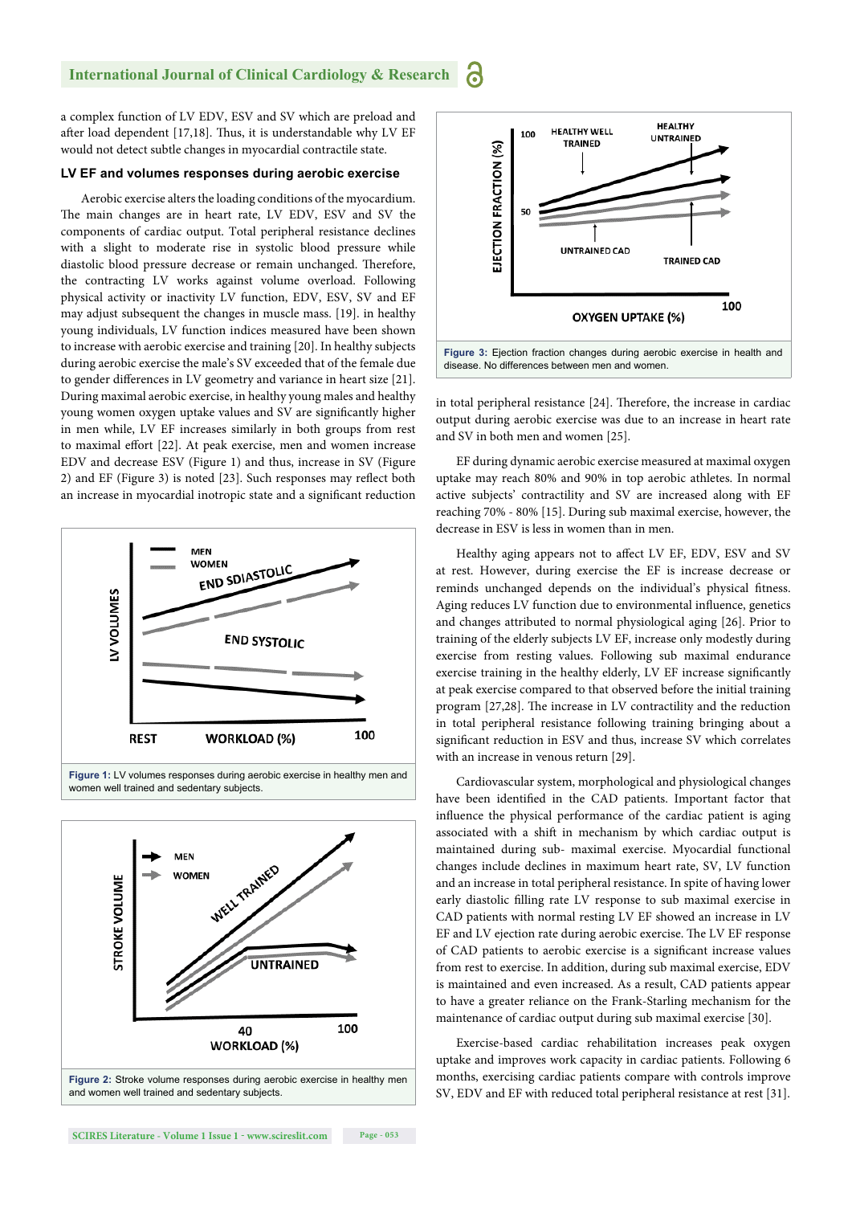a complex function of LV EDV, ESV and SV which are preload and after load dependent [17,18]. Thus, it is understandable why LV EF would not detect subtle changes in myocardial contractile state.

### LV EF and volumes responses during aerobic exercise

Aerobic exercise alters the loading conditions of the myocardium. The main changes are in heart rate, LV EDV, ESV and SV the components of cardiac output. Total peripheral resistance declines with a slight to moderate rise in systolic blood pressure while diastolic blood pressure decrease or remain unchanged. Therefore, the contracting LV works against volume overload. Following physical activity or inactivity LV function, EDV, ESV, SV and EF may adjust subsequent the changes in muscle mass. [19]. in healthy young individuals, LV function indices measured have been shown to increase with aerobic exercise and training [20]. In healthy subjects during aerobic exercise the male's SV exceeded that of the female due to gender differences in LV geometry and variance in heart size [21]. During maximal aerobic exercise, in healthy young males and healthy young women oxygen uptake values and SV are significantly higher in men while, LV EF increases similarly in both groups from rest to maximal effort [22]. At peak exercise, men and women increase EDV and decrease ESV (Figure 1) and thus, increase in SV (Figure 2) and EF (Figure 3) is noted [23]. Such responses may reflect both an increase in myocardial inotropic state and a significant reduction in total peripheral resistance [24]. Therefore, the increase in cardiac output during aerobic exercise was due to an increase in heart rate and SV in both men and women [25].

**Figure 1:** LV volumes responses during aerobic exercise in healthy men and women well trained and sedentary subjects.

**Figure 2:** Stroke volume responses during aerobic exercise in healthy men and women well trained and sedentary subjects.

**Figure 3:** Ejection fraction changes during aerobic exercise in health and disease. No differences between men and women.

EF during dynamic aerobic exercise measured at maximal oxygen uptake may reach 80% and 90% in top aerobic athletes. In normal active subjects' contractility and SV are increased along with EF reaching 70% - 80% [15]. During sub maximal exercise, however, the decrease in ESV is less in women than in men.

Healthy aging appears not to affect LV EF, EDV, ESV and SV at rest. However, during exercise the EF is increase decrease or reminds unchanged depends on the individual's physical fitness. Aging reduces LV function due to environmental influence, genetics and changes attributed to normal physiological aging [26]. Prior to training of the elderly subjects LV EF, increase only modestly during exercise from resting values. Following sub maximal endurance exercise training in the healthy elderly, LV EF increase significantly at peak exercise compared to that observed before the initial training program [27,28]. The increase in LV contractility and the reduction in total peripheral resistance following training bringing about a significant reduction in ESV and thus, increase SV which correlates with an increase in venous return [29].

Cardiovascular system, morphological and physiological changes have been identified in the CAD patients. Important factor that influence the physical performance of the cardiac patient is aging associated with a shift in mechanism by which cardiac output is maintained during sub- maximal exercise. Myocardial functional changes include declines in maximum heart rate, SV, LV function and an increase in total peripheral resistance. In spite of having lower early diastolic filling rate LV response to sub maximal exercise in CAD patients with normal resting LV EF showed an increase in LV EF and LV ejection rate during aerobic exercise. The LV EF response of CAD patients to aerobic exercise is a significant increase values from rest to exercise. In addition, during sub maximal exercise, EDV is maintained and even increased. As a result, CAD patients appear to have a greater reliance on the Frank-Starling mechanism for the maintenance of cardiac output during sub maximal exercise [30].

Exercise-based cardiac rehabilitation increases peak oxygen uptake and improves work capacity in cardiac patients. Following 6 months, exercising cardiac patients compare with controls improve SV, EDV and EF with reduced total peripheral resistance at rest [31].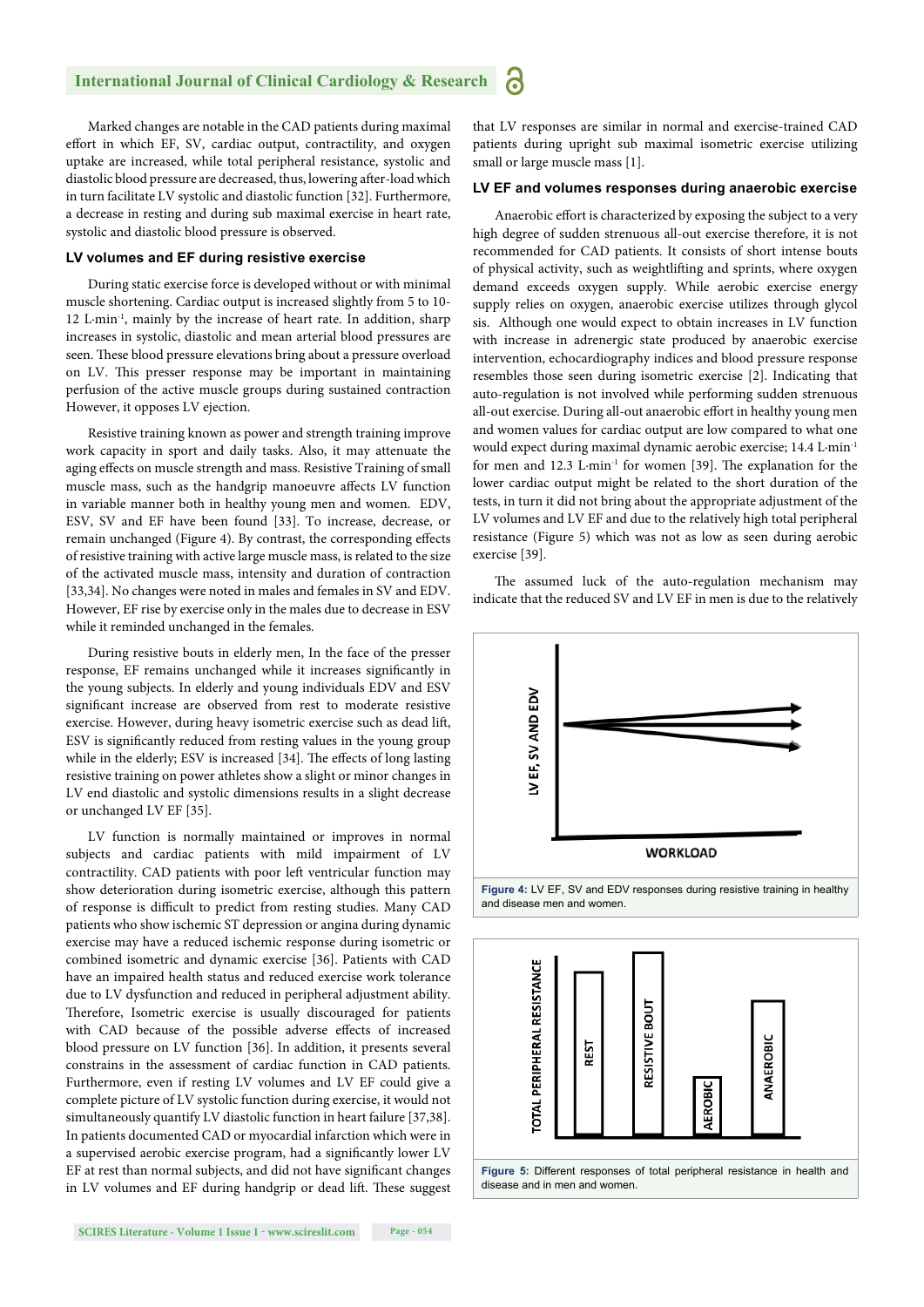Marked changes are notable in the CAD patients during maximal effort in which EF, SV, cardiac output, contractility, and oxygen uptake are increased, while total peripheral resistance, systolic and diastolic blood pressure are decreased, thus, lowering after-load which in turn facilitate LV systolic and diastolic function [32]. Furthermore, a decrease in resting and during sub maximal exercise in heart rate, systolic and diastolic blood pressure is observed.

### LV volumes and EF during resistive exercise

During static exercise force is developed without or with minimal muscle shortening. Cardiac output is increased slightly from 5 to 10-12 L·min$^{-1}$, mainly by the increase of heart rate. In addition, sharp increases in systolic, diastolic and mean arterial blood pressures are seen. These blood pressure elevations bring about a pressure overload on LV. This presser response may be important in maintaining perfusion of the active muscle groups during sustained contraction However, it opposes LV ejection.

Resistive training known as power and strength training improve work capacity in sport and daily tasks. Also, it may attenuate the aging effects on muscle strength and mass. Resistive Training of small muscle mass, such as the handgrip manoeuvre affects LV function in variable manner both in healthy young men and women. EDV, ESV, SV and EF have been found [33]. To increase, decrease, or remain unchanged (Figure 4). By contrast, the corresponding effects of resistive training with active large muscle mass, is related to the size of the activated muscle mass, intensity and duration of contraction [33,34]. No changes were noted in males and females in SV and EDV. However, EF rise by exercise only in the males due to decrease in ESV while it reminded unchanged in the females.

During resistive bouts in elderly men, In the face of the presser response, EF remains unchanged while it increases significantly in the young subjects. In elderly and young individuals EDV and ESV significant increase are observed from rest to moderate resistive exercise. However, during heavy isometric exercise such as dead lift, ESV is significantly reduced from resting values in the young group while in the elderly; ESV is increased [34]. The effects of long lasting resistive training on power athletes show a slight or minor changes in LV end diastolic and systolic dimensions results in a slight decrease or unchanged LV EF [35].

LV function is normally maintained or improves in normal subjects and cardiac patients with mild impairment of LV contractility. CAD patients with poor left ventricular function may show deterioration during isometric exercise, although this pattern of response is difficult to predict from resting studies. Many CAD patients who show ischemic ST depression or angina during dynamic exercise may have a reduced ischemic response during isometric or combined isometric and dynamic exercise [36]. Patients with CAD have an impaired health status and reduced exercise work tolerance due to LV dysfunction and reduced in peripheral adjustment ability. Therefore, Isometric exercise is usually discouraged for patients with CAD because of the possible adverse effects of increased blood pressure on LV function [36]. In addition, it presents several constrains in the assessment of cardiac function in CAD patients. Furthermore, even if resting LV volumes and LV EF could give a complete picture of LV systolic function during exercise, it would not simultaneously quantify LV diastolic function in heart failure [37,38]. In patients documented CAD or myocardial infarction which were in a supervised aerobic exercise program, had a significantly lower LV EF at rest than normal subjects, and did not have significant changes in LV volumes and EF during handgrip or dead lift. These suggest that LV responses are similar in normal and exercise-trained CAD patients during upright sub maximal isometric exercise utilizing small or large muscle mass [1].

### LV EF and volumes responses during anaerobic exercise

Anaerobic effort is characterized by exposing the subject to a very high degree of sudden strenuous all-out exercise therefore, it is not recommended for CAD patients. It consists of short intense bouts of physical activity, such as weightlifting and sprints, where oxygen demand exceeds oxygen supply. While aerobic exercise energy supply relies on oxygen, anaerobic exercise utilizes through glycol sis. Although one would expect to obtain increases in LV function with increase in adrenergic state produced by anaerobic exercise intervention, echocardiography indices and blood pressure response resembles those seen during isometric exercise [2]. Indicating that auto-regulation is not involved while performing sudden strenuous all-out exercise. During all-out anaerobic effort in healthy young men and women values for cardiac output are low compared to what one would expect during maximal dynamic aerobic exercise; 14.4 L·min$^{-1}$ for men and 12.3 L·min$^{-1}$ for women [39]. The explanation for the lower cardiac output might be related to the short duration of the tests, in turn it did not bring about the appropriate adjustment of the LV volumes and LV EF and due to the relatively high total peripheral resistance (Figure 5) which was not as low as seen during aerobic exercise [39].

The assumed luck of the auto-regulation mechanism may indicate that the reduced SV and LV EF in men is due to the relatively

**Figure 4:** LV EF, SV and EDV responses during resistive training in healthy and disease men and women.

**Figure 5:** Different responses of total peripheral resistance in health and disease and in men and women.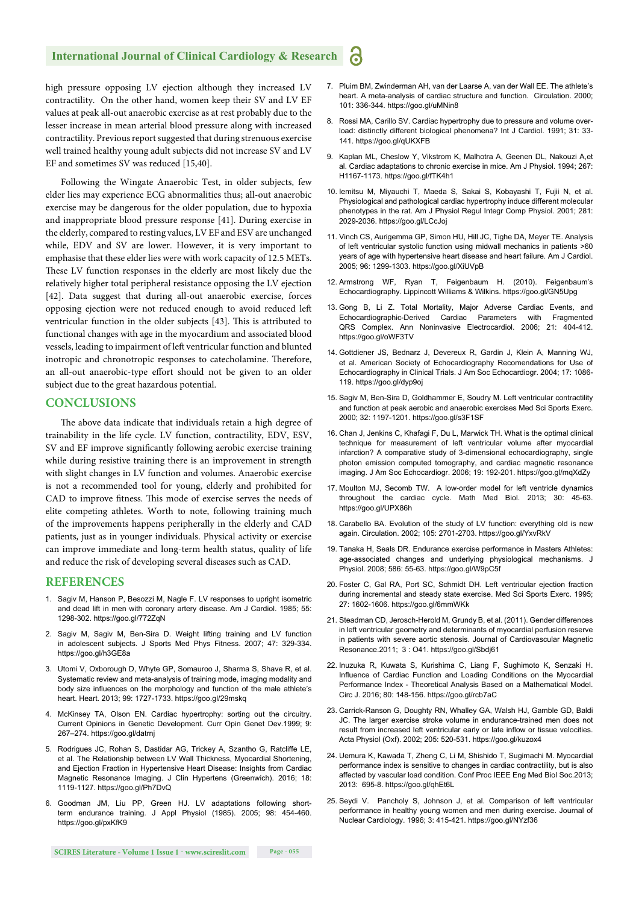high pressure opposing LV ejection although they increased LV contractility. On the other hand, women keep their SV and LV EF values at peak all-out anaerobic exercise as at rest probably due to the lesser increase in mean arterial blood pressure along with increased contractility. Previous report suggested that during strenuous exercise well trained healthy young adult subjects did not increase SV and LV EF and sometimes SV was reduced [15,40].

Following the Wingate Anaerobic Test, in older subjects, few elder lies may experience ECG abnormalities thus; all-out anaerobic exercise may be dangerous for the older population, due to hypoxia and inappropriate blood pressure response [41]. During exercise in the elderly, compared to resting values, LV EF and ESV are unchanged while, EDV and SV are lower. However, it is very important to emphasise that these elder lies were with work capacity of 12.5 METs. These LV function responses in the elderly are most likely due the relatively higher total peripheral resistance opposing the LV ejection [42]. Data suggest that during all-out anaerobic exercise, forces opposing ejection were not reduced enough to avoid reduced left ventricular function in the older subjects [43]. This is attributed to functional changes with age in the myocardium and associated blood vessels, leading to impairment of left ventricular function and blunted inotropic and chronotropic responses to catecholamine. Therefore, an all-out anaerobic-type effort should not be given to an older subject due to the great hazardous potential.

## CONCLUSIONS

The above data indicate that individuals retain a high degree of trainability in the life cycle. LV function, contractility, EDV, ESV, SV and EF improve significantly following aerobic exercise training while during resistive training there is an improvement in strength with slight changes in LV function and volumes. Anaerobic exercise is not a recommended tool for young, elderly and prohibited for CAD to improve fitness. This mode of exercise serves the needs of elite competing athletes. Worth to note, following training much of the improvements happens peripherally in the elderly and CAD patients, just as in younger individuals. Physical activity or exercise can improve immediate and long-term health status, quality of life and reduce the risk of developing several diseases such as CAD.

## REFERENCES

1. Sagiv M, Hanson P, Besozzi M, Nagle F. LV responses to upright isometric and dead lift in men with coronary artery disease. Am J Cardiol. 1985; 55: 1298-302. https://goo.gl/772ZqN
2. Sagiv M, Sagiv M, Ben-Sira D. Weight lifting training and LV function in adolescent subjects. J Sports Med Phys Fitness. 2007; 47: 329-334. https://goo.gl/h3GE8a
3. Utomi V, Oxborough D, Whyte GP, Somauroo J, Sharma S, Shave R, et al. Systematic review and meta-analysis of training mode, imaging modality and body size influences on the morphology and function of the male athlete's heart. Heart. 2013; 99: 1727-1733. https://goo.gl/29mskq
4. McKinsey TA, Olson EN. Cardiac hypertrophy: sorting out the circuitry. Current Opinions in Genetic Development. Curr Opin Genet Dev.1999; 9: 267–274. https://goo.gl/datrnj
5. Rodrigues JC, Rohan S, Dastidar AG, Trickey A, Szantho G, Ratcliffe LE, et al. The Relationship between LV Wall Thickness, Myocardial Shortening, and Ejection Fraction in Hypertensive Heart Disease: Insights from Cardiac Magnetic Resonance Imaging. J Clin Hypertens (Greenwich). 2016; 18: 1119-1127. https://goo.gl/Ph7DvQ
6. Goodman JM, Liu PP, Green HJ. LV adaptations following short-term endurance training. J Appl Physiol (1985). 2005; 98: 454-460. https://goo.gl/pxKfK9
7. Pluim BM, Zwinderman AH, van der Laarse A, van der Wall EE. The athlete's heart. A meta-analysis of cardiac structure and function. Circulation. 2000; 101: 336-344. https://goo.gl/uMNin8
8. Rossi MA, Carillo SV. Cardiac hypertrophy due to pressure and volume overload: distinctly different biological phenomena? Int J Cardiol. 1991; 31: 33-141. https://goo.gl/qUKXFB
9. Kaplan ML, Cheslow Y, Vikstrom K, Malhotra A, Geenen DL, Nakouzi A,et al. Cardiac adaptations to chronic exercise in mice. Am J Physiol. 1994; 267: H1167-1173. https://goo.gl/fTK4h1
10. Iemitsu M, Miyauchi T, Maeda S, Sakai S, Kobayashi T, Fujii N, et al. Physiological and pathological cardiac hypertrophy induce different molecular phenotypes in the rat. Am J Physiol Regul Integr Comp Physiol. 2001; 281: 2029-2036. https://goo.gl/LCcJoj
11. Vinch CS, Aurigemma GP, Simon HU, Hill JC, Tighe DA, Meyer TE. Analysis of left ventricular systolic function using midwall mechanics in patients >60 years of age with hypertensive heart disease and heart failure. Am J Cardiol. 2005; 96: 1299-1303. https://goo.gl/XiUVpB
12. Armstrong WF, Ryan T, Feigenbaum H. (2010). Feigenbaum's Echocardiography. Lippincott Williams & Wilkins. https://goo.gl/GN5Upg
13. Gong B, Li Z. Total Mortality, Major Adverse Cardiac Events, and Echocardiographic-Derived Cardiac Parameters with Fragmented QRS Complex. Ann Noninvasive Electrocardiol. 2006; 21: 404-412. https://goo.gl/oWF3TV
14. Gottdiener JS, Bednarz J, Devereux R, Gardin J, Klein A, Manning WJ, et al. American Society of Echocardiography Recomendations for Use of Echocardiography in Clinical Trials. J Am Soc Echocardiogr. 2004; 17: 1086-119. https://goo.gl/dyp9oj
15. Sagiv M, Ben-Sira D, Goldhammer E, Soudry M. Left ventricular contractility and function at peak aerobic and anaerobic exercises Med Sci Sports Exerc. 2000; 32: 1197-1201. https://goo.gl/s3F1SF
16. Chan J, Jenkins C, Khafagi F, Du L, Marwick TH. What is the optimal clinical technique for measurement of left ventricular volume after myocardial infarction? A comparative study of 3-dimensional echocardiography, single photon emission computed tomography, and cardiac magnetic resonance imaging. J Am Soc Echocardiogr. 2006; 19: 192-201. https://goo.gl/mqXdZy
17. Moulton MJ, Secomb TW. A low-order model for left ventricle dynamics throughout the cardiac cycle. Math Med Biol. 2013; 30: 45-63. https://goo.gl/UPX86h
18. Carabello BA. Evolution of the study of LV function: everything old is new again. Circulation. 2002; 105: 2701-2703. https://goo.gl/YxvRkV
19. Tanaka H, Seals DR. Endurance exercise performance in Masters Athletes: age-associated changes and underlying physiological mechanisms. J Physiol. 2008; 586: 55-63. https://goo.gl/W9pC5f
20. Foster C, Gal RA, Port SC, Schmidt DH. Left ventricular ejection fraction during incremental and steady state exercise. Med Sci Sports Exerc. 1995; 27: 1602-1606. https://goo.gl/6mmWKk
21. Steadman CD, Jerosch-Herold M, Grundy B, et al. (2011). Gender differences in left ventricular geometry and determinants of myocardial perfusion reserve in patients with severe aortic stenosis. Journal of Cardiovascular Magnetic Resonance.2011; 3 : O41. https://goo.gl/Sbdj61
22. Inuzuka R, Kuwata S, Kurishima C, Liang F, Sughimoto K, Senzaki H. Influence of Cardiac Function and Loading Conditions on the Myocardial Performance Index - Theoretical Analysis Based on a Mathematical Model. Circ J. 2016; 80: 148-156. https://goo.gl/rcb7aC
23. Carrick-Ranson G, Doughty RN, Whalley GA, Walsh HJ, Gamble GD, Baldi JC. The larger exercise stroke volume in endurance-trained men does not result from increased left ventricular early or late inflow or tissue velocities. Acta Physiol (Oxf). 2002; 205: 520-531. https://goo.gl/kuzox4
24. Uemura K, Kawada T, Zheng C, Li M, Shishido T, Sugimachi M. Myocardial performance index is sensitive to changes in cardiac contractility, but is also affected by vascular load condition. Conf Proc IEEE Eng Med Biol Soc.2013; 2013: 695-8. https://goo.gl/qhEt6L
25. Seydi V. Pancholy S, Johnson J, et al. Comparison of left ventricular performance in healthy young women and men during exercise. Journal of Nuclear Cardiology. 1996; 3: 415-421. https://goo.gl/NYzf36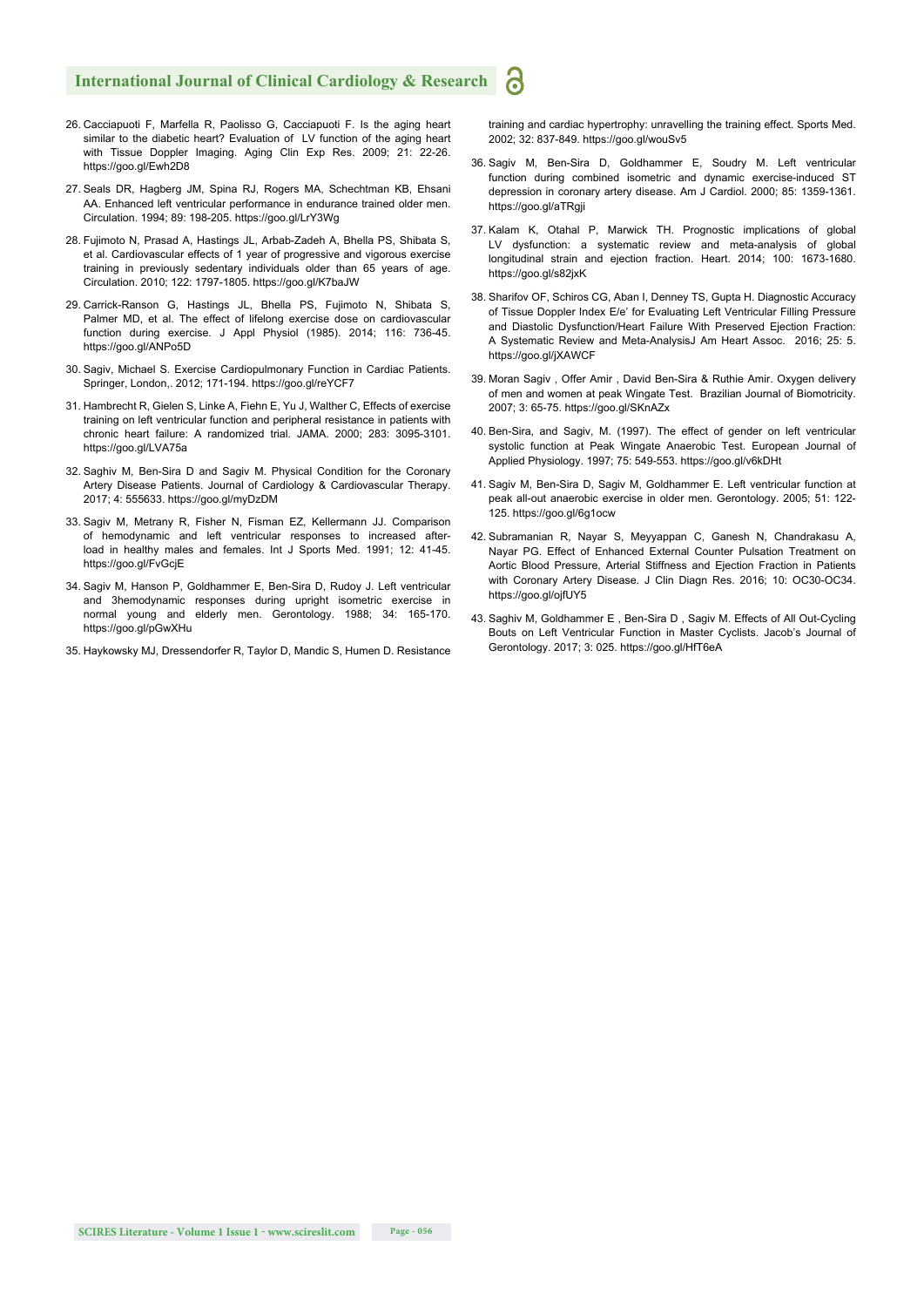26. Cacciapuoti F, Marfella R, Paolisso G, Cacciapuoti F. Is the aging heart similar to the diabetic heart? Evaluation of LV function of the aging heart with Tissue Doppler Imaging. Aging Clin Exp Res. 2009; 21: 22-26. https://goo.gl/Ewh2D8

27. Seals DR, Hagberg JM, Spina RJ, Rogers MA, Schechtman KB, Ehsani AA. Enhanced left ventricular performance in endurance trained older men. Circulation. 1994; 89: 198-205. https://goo.gl/LrY3Wg

28. Fujimoto N, Prasad A, Hastings JL, Arbab-Zadeh A, Bhella PS, Shibata S, et al. Cardiovascular effects of 1 year of progressive and vigorous exercise training in previously sedentary individuals older than 65 years of age. Circulation. 2010; 122: 1797-1805. https://goo.gl/K7baJW

29. Carrick-Ranson G, Hastings JL, Bhella PS, Fujimoto N, Shibata S, Palmer MD, et al. The effect of lifelong exercise dose on cardiovascular function during exercise. J Appl Physiol (1985). 2014; 116: 736-45. https://goo.gl/ANPo5D

30. Sagiv, Michael S. Exercise Cardiopulmonary Function in Cardiac Patients. Springer, London,. 2012; 171-194. https://goo.gl/reYCF7

31. Hambrecht R, Gielen S, Linke A, Fiehn E, Yu J, Walther C, Effects of exercise training on left ventricular function and peripheral resistance in patients with chronic heart failure: A randomized trial. JAMA. 2000; 283: 3095-3101. https://goo.gl/LVA75a

32. Saghiv M, Ben-Sira D and Sagiv M. Physical Condition for the Coronary Artery Disease Patients. Journal of Cardiology & Cardiovascular Therapy. 2017; 4: 555633. https://goo.gl/myDzDM

33. Sagiv M, Metrany R, Fisher N, Fisman EZ, Kellermann JJ. Comparison of hemodynamic and left ventricular responses to increased after-load in healthy males and females. Int J Sports Med. 1991; 12: 41-45. https://goo.gl/FvGcjE

34. Sagiv M, Hanson P, Goldhammer E, Ben-Sira D, Rudoy J. Left ventricular and 3hemodynamic responses during upright isometric exercise in normal young and elderly men. Gerontology. 1988; 34: 165-170. https://goo.gl/pGwXHu

35. Haykowsky MJ, Dressendorfer R, Taylor D, Mandic S, Humen D. Resistance training and cardiac hypertrophy: unravelling the training effect. Sports Med. 2002; 32: 837-849. https://goo.gl/wouSv5

36. Sagiv M, Ben-Sira D, Goldhammer E, Soudry M. Left ventricular function during combined isometric and dynamic exercise-induced ST depression in coronary artery disease. Am J Cardiol. 2000; 85: 1359-1361. https://goo.gl/aTRgji

37. Kalam K, Otahal P, Marwick TH. Prognostic implications of global LV dysfunction: a systematic review and meta-analysis of global longitudinal strain and ejection fraction. Heart. 2014; 100: 1673-1680. https://goo.gl/s82jxK

38. Sharifov OF, Schiros CG, Aban I, Denney TS, Gupta H. Diagnostic Accuracy of Tissue Doppler Index E/e' for Evaluating Left Ventricular Filling Pressure and Diastolic Dysfunction/Heart Failure With Preserved Ejection Fraction: A Systematic Review and Meta-AnalysisJ Am Heart Assoc. 2016; 25: 5. https://goo.gl/jXAWCF

39. Moran Sagiv , Offer Amir , David Ben-Sira & Ruthie Amir. Oxygen delivery of men and women at peak Wingate Test. Brazilian Journal of Biomotricity. 2007; 3: 65-75. https://goo.gl/SKnAZx

40. Ben-Sira, and Sagiv, M. (1997). The effect of gender on left ventricular systolic function at Peak Wingate Anaerobic Test. European Journal of Applied Physiology. 1997; 75: 549-553. https://goo.gl/v6kDHt

41. Sagiv M, Ben-Sira D, Sagiv M, Goldhammer E. Left ventricular function at peak all-out anaerobic exercise in older men. Gerontology. 2005; 51: 122-125. https://goo.gl/6g1ocw

42. Subramanian R, Nayar S, Meyyappan C, Ganesh N, Chandrakasu A, Nayar PG. Effect of Enhanced External Counter Pulsation Treatment on Aortic Blood Pressure, Arterial Stiffness and Ejection Fraction in Patients with Coronary Artery Disease. J Clin Diagn Res. 2016; 10: OC30-OC34. https://goo.gl/ojfUY5

43. Saghiv M, Goldhammer E , Ben-Sira D , Sagiv M. Effects of All Out-Cycling Bouts on Left Ventricular Function in Master Cyclists. Jacob's Journal of Gerontology. 2017; 3: 025. https://goo.gl/HfT6eA